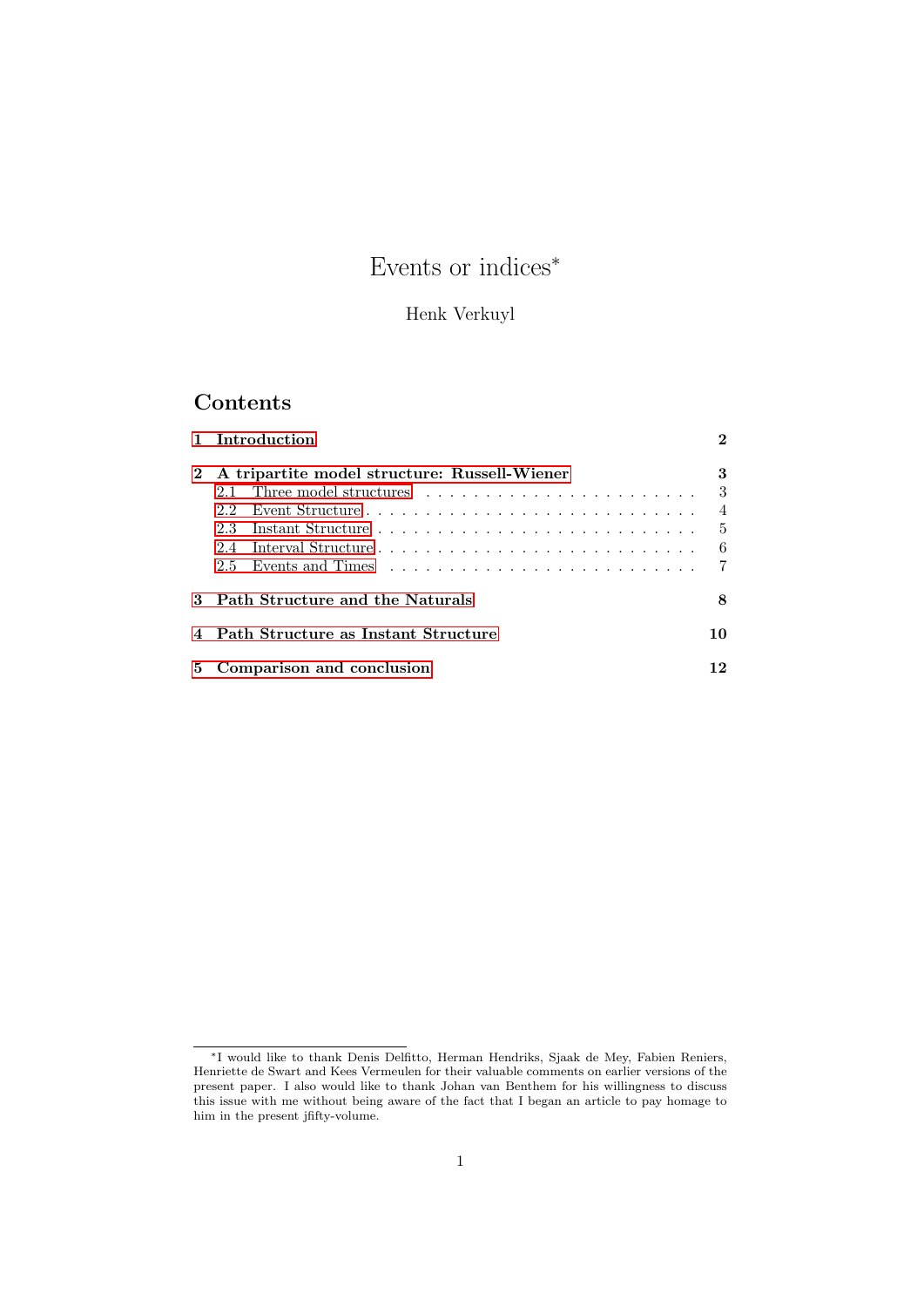# Events or indices*

Henk Verkuyl

## Contents

| | |
|---|---|
| **1 Introduction** | **2** |
| **2 A tripartite model structure: Russell-Wiener** | **3** |
| 2.1 Three model structures | 3 |
| 2.2 Event Structure | 4 |
| 2.3 Instant Structure | 5 |
| 2.4 Interval Structure | 6 |
| 2.5 Events and Times | 7 |
| **3 Path Structure and the Naturals** | **8** |
| **4 Path Structure as Instant Structure** | **10** |
| **5 Comparison and conclusion** | **12** |

---

*I would like to thank Denis Delfitto, Herman Hendriks, Sjaak de Mey, Fabien Reniers, Henriette de Swart and Kees Vermeulen for their valuable comments on earlier versions of the present paper. I also would like to thank Johan van Benthem for his willingness to discuss this issue with me without being aware of the fact that I began an article to pay homage to him in the present jfifty-volume.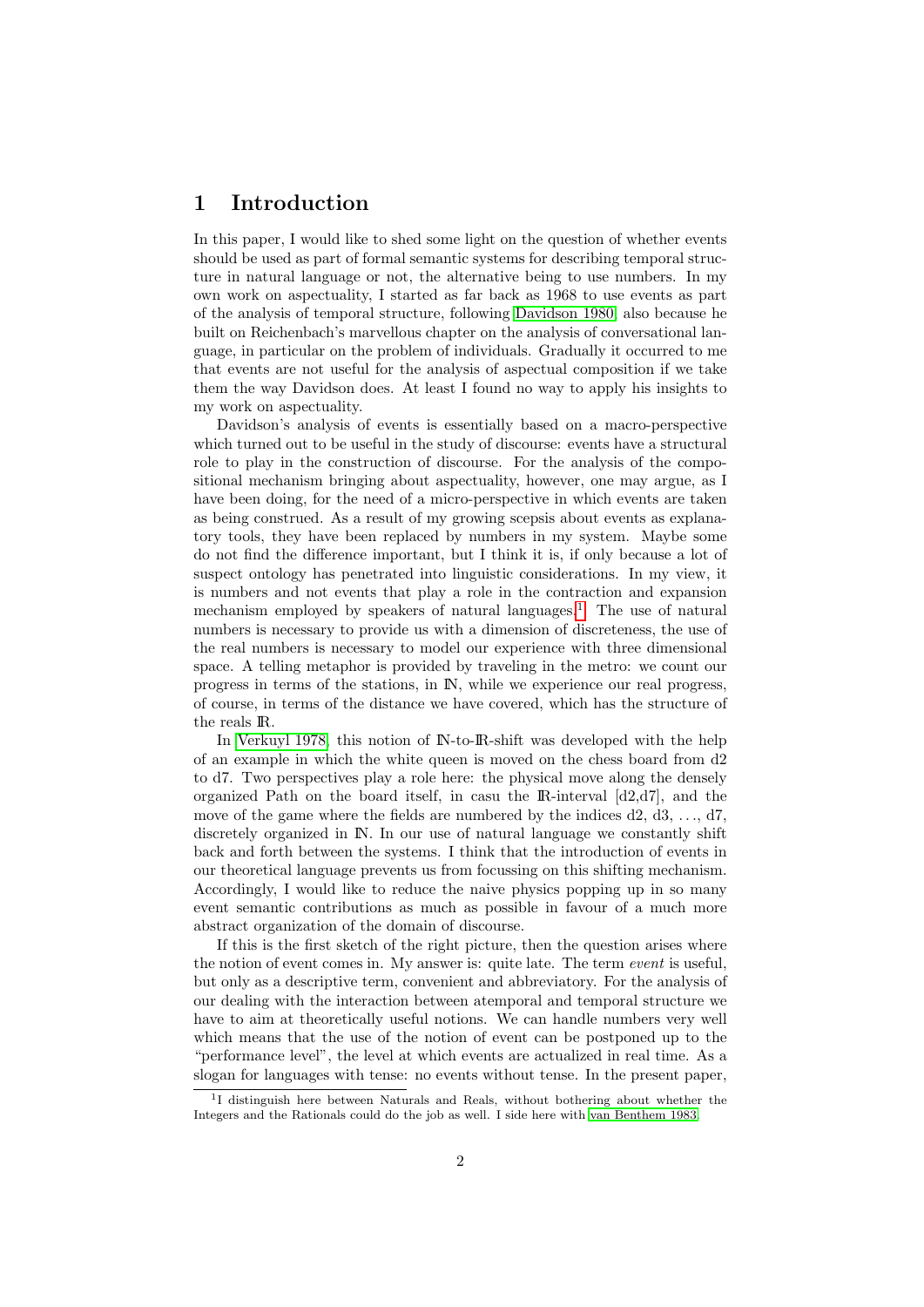## 1 Introduction

In this paper, I would like to shed some light on the question of whether events should be used as part of formal semantic systems for describing temporal structure in natural language or not, the alternative being to use numbers. In my own work on aspectuality, I started as far back as 1968 to use events as part of the analysis of temporal structure, following Davidson 1980, also because he built on Reichenbach's marvellous chapter on the analysis of conversational language, in particular on the problem of individuals. Gradually it occurred to me that events are not useful for the analysis of aspectual composition if we take them the way Davidson does. At least I found no way to apply his insights to my work on aspectuality.

Davidson's analysis of events is essentially based on a macro-perspective which turned out to be useful in the study of discourse: events have a structural role to play in the construction of discourse. For the analysis of the compositional mechanism bringing about aspectuality, however, one may argue, as I have been doing, for the need of a micro-perspective in which events are taken as being construed. As a result of my growing scepsis about events as explanatory tools, they have been replaced by numbers in my system. Maybe some do not find the difference important, but I think it is, if only because a lot of suspect ontology has penetrated into linguistic considerations. In my view, it is numbers and not events that play a role in the contraction and expansion mechanism employed by speakers of natural languages.[1] The use of natural numbers is necessary to provide us with a dimension of discreteness, the use of the real numbers is necessary to model our experience with three dimensional space. A telling metaphor is provided by traveling in the metro: we count our progress in terms of the stations, in $\mathbb{N}$, while we experience our real progress, of course, in terms of the distance we have covered, which has the structure of the reals $\mathbb{R}$.

In Verkuyl 1978, this notion of $\mathbb{N}$-to-$\mathbb{R}$-shift was developed with the help of an example in which the white queen is moved on the chess board from d2 to d7. Two perspectives play a role here: the physical move along the densely organized Path on the board itself, in casu the $\mathbb{R}$-interval [d2,d7], and the move of the game where the fields are numbered by the indices d2, d3, ..., d7, discretely organized in $\mathbb{N}$. In our use of natural language we constantly shift back and forth between the systems. I think that the introduction of events in our theoretical language prevents us from focussing on this shifting mechanism. Accordingly, I would like to reduce the naive physics popping up in so many event semantic contributions as much as possible in favour of a much more abstract organization of the domain of discourse.

If this is the first sketch of the right picture, then the question arises where the notion of event comes in. My answer is: quite late. The term *event* is useful, but only as a descriptive term, convenient and abbreviatory. For the analysis of our dealing with the interaction between atemporal and temporal structure we have to aim at theoretically useful notions. We can handle numbers very well which means that the use of the notion of event can be postponed up to the "performance level", the level at which events are actualized in real time. As a slogan for languages with tense: no events without tense. In the present paper,

[1] I distinguish here between Naturals and Reals, without bothering about whether the Integers and the Rationals could do the job as well. I side here with van Benthem 1983.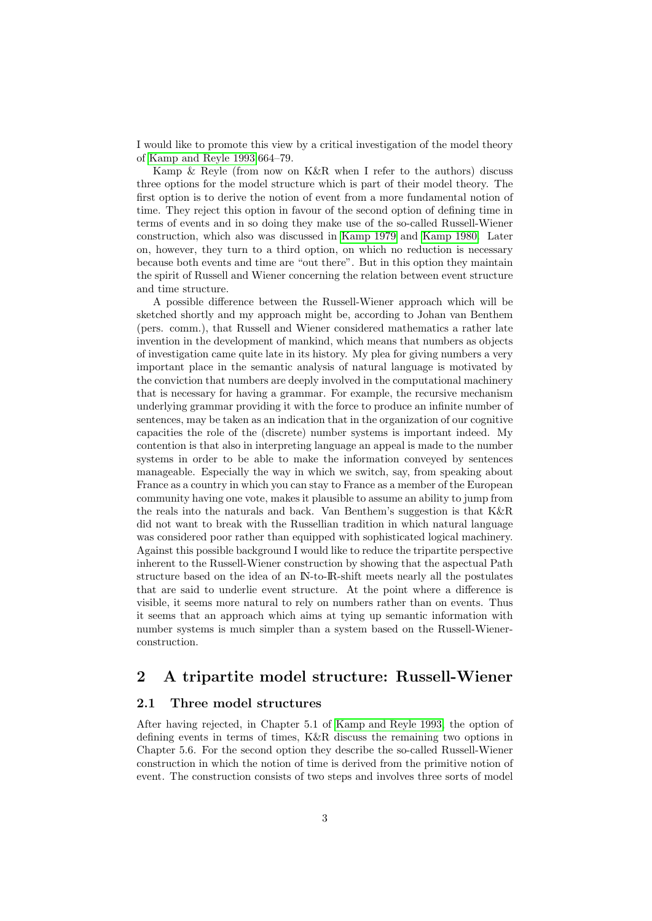I would like to promote this view by a critical investigation of the model theory of Kamp and Reyle 1993 664–79.

Kamp & Reyle (from now on K&R when I refer to the authors) discuss three options for the model structure which is part of their model theory. The first option is to derive the notion of event from a more fundamental notion of time. They reject this option in favour of the second option of defining time in terms of events and in so doing they make use of the so-called Russell-Wiener construction, which also was discussed in Kamp 1979 and Kamp 1980. Later on, however, they turn to a third option, on which no reduction is necessary because both events and time are "out there". But in this option they maintain the spirit of Russell and Wiener concerning the relation between event structure and time structure.

A possible difference between the Russell-Wiener approach which will be sketched shortly and my approach might be, according to Johan van Benthem (pers. comm.), that Russell and Wiener considered mathematics a rather late invention in the development of mankind, which means that numbers as objects of investigation came quite late in its history. My plea for giving numbers a very important place in the semantic analysis of natural language is motivated by the conviction that numbers are deeply involved in the computational machinery that is necessary for having a grammar. For example, the recursive mechanism underlying grammar providing it with the force to produce an infinite number of sentences, may be taken as an indication that in the organization of our cognitive capacities the role of the (discrete) number systems is important indeed. My contention is that also in interpreting language an appeal is made to the number systems in order to be able to make the information conveyed by sentences manageable. Especially the way in which we switch, say, from speaking about France as a country in which you can stay to France as a member of the European community having one vote, makes it plausible to assume an ability to jump from the reals into the naturals and back. Van Benthem's suggestion is that K&R did not want to break with the Russellian tradition in which natural language was considered poor rather than equipped with sophisticated logical machinery. Against this possible background I would like to reduce the tripartite perspective inherent to the Russell-Wiener construction by showing that the aspectual Path structure based on the idea of an $\mathbb{N}$-to-$\mathbb{R}$-shift meets nearly all the postulates that are said to underlie event structure. At the point where a difference is visible, it seems more natural to rely on numbers rather than on events. Thus it seems that an approach which aims at tying up semantic information with number systems is much simpler than a system based on the Russell-Wiener-construction.

## 2 A tripartite model structure: Russell-Wiener

### 2.1 Three model structures

After having rejected, in Chapter 5.1 of Kamp and Reyle 1993, the option of defining events in terms of times, K&R discuss the remaining two options in Chapter 5.6. For the second option they describe the so-called Russell-Wiener construction in which the notion of time is derived from the primitive notion of event. The construction consists of two steps and involves three sorts of model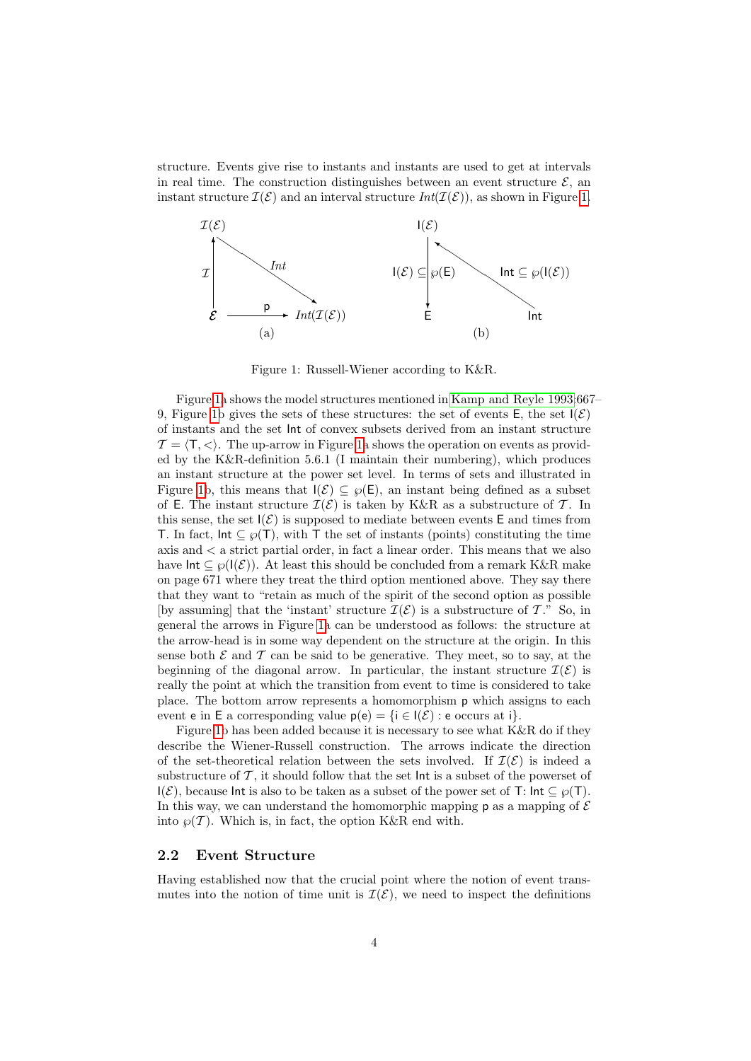structure. Events give rise to instants and instants are used to get at intervals in real time. The construction distinguishes between an event structure $\mathcal{E}$, an instant structure $\mathcal{I}(\mathcal{E})$ and an interval structure $Int(\mathcal{I}(\mathcal{E}))$, as shown in Figure 1.

Figure 1: Russell-Wiener according to K&R.

Figure 1a shows the model structures mentioned in Kamp and Reyle 1993:667–9, Figure 1b gives the sets of these structures: the set of events $\mathsf{E}$, the set $\mathsf{I}(\mathcal{E})$ of instants and the set $\mathsf{Int}$ of convex subsets derived from an instant structure $\mathcal{T} = \langle \mathsf{T}, < \rangle$. The up-arrow in Figure 1a shows the operation on events as provided by the K&R-definition 5.6.1 (I maintain their numbering), which produces an instant structure at the power set level. In terms of sets and illustrated in Figure 1b, this means that $\mathsf{I}(\mathcal{E}) \subseteq \wp(\mathsf{E})$, an instant being defined as a subset of $\mathsf{E}$. The instant structure $\mathcal{I}(\mathcal{E})$ is taken by K&R as a substructure of $\mathcal{T}$. In this sense, the set $\mathsf{I}(\mathcal{E})$ is supposed to mediate between events $\mathsf{E}$ and times from $\mathsf{T}$. In fact, $\mathsf{Int} \subseteq \wp(\mathsf{T})$, with $\mathsf{T}$ the set of instants (points) constituting the time axis and $<$ a strict partial order, in fact a linear order. This means that we also have $\mathsf{Int} \subseteq \wp(\mathsf{I}(\mathcal{E}))$. At least this should be concluded from a remark K&R make on page 671 where they treat the third option mentioned above. They say there that they want to "retain as much of the spirit of the second option as possible [by assuming] that the 'instant' structure $\mathcal{I}(\mathcal{E})$ is a substructure of $\mathcal{T}$." So, in general the arrows in Figure 1a can be understood as follows: the structure at the arrow-head is in some way dependent on the structure at the origin. In this sense both $\mathcal{E}$ and $\mathcal{T}$ can be said to be generative. They meet, so to say, at the beginning of the diagonal arrow. In particular, the instant structure $\mathcal{I}(\mathcal{E})$ is really the point at which the transition from event to time is considered to take place. The bottom arrow represents a homomorphism $\mathsf{p}$ which assigns to each event $\mathsf{e}$ in $\mathsf{E}$ a corresponding value $\mathsf{p}(\mathsf{e}) = \{\mathsf{i} \in \mathsf{I}(\mathcal{E}) : \mathsf{e} \text{ occurs at } \mathsf{i}\}$.

Figure 1b has been added because it is necessary to see what K&R do if they describe the Wiener-Russell construction. The arrows indicate the direction of the set-theoretical relation between the sets involved. If $\mathcal{I}(\mathcal{E})$ is indeed a substructure of $\mathcal{T}$, it should follow that the set $\mathsf{Int}$ is a subset of the powerset of $\mathsf{I}(\mathcal{E})$, because $\mathsf{Int}$ is also to be taken as a subset of the power set of $\mathsf{T}$: $\mathsf{Int} \subseteq \wp(\mathsf{T})$. In this way, we can understand the homomorphic mapping $\mathsf{p}$ as a mapping of $\mathcal{E}$ into $\wp(\mathcal{T})$. Which is, in fact, the option K&R end with.

## 2.2 Event Structure

Having established now that the crucial point where the notion of event transmutes into the notion of time unit is $\mathcal{I}(\mathcal{E})$, we need to inspect the definitions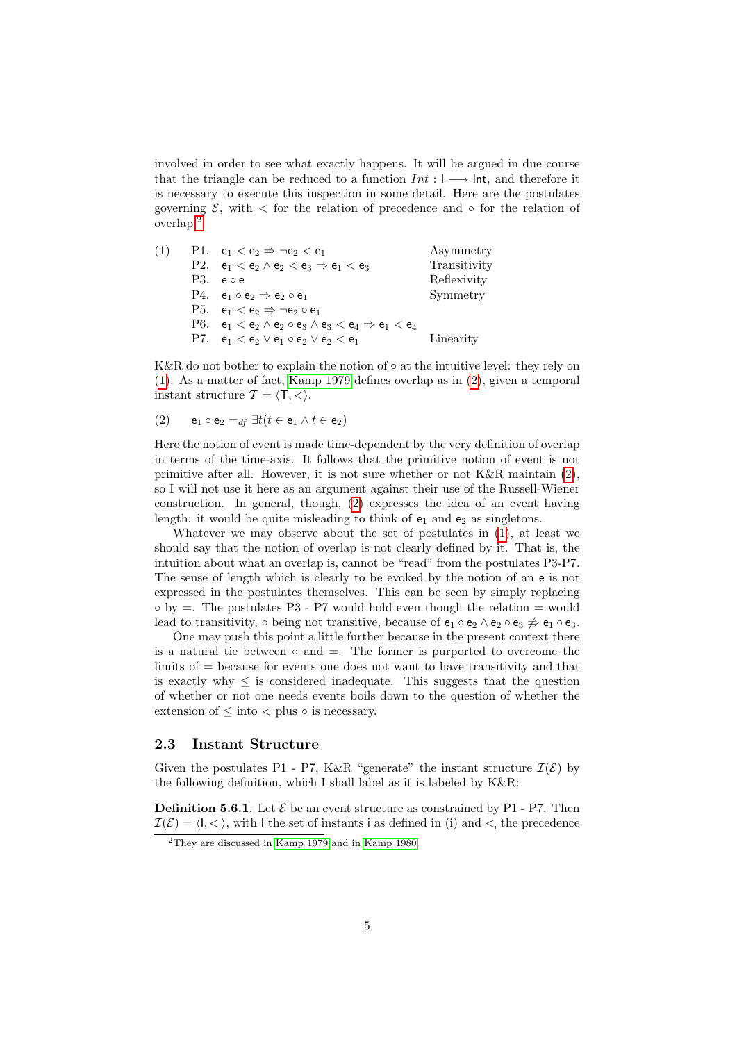involved in order to see what exactly happens. It will be argued in due course that the triangle can be reduced to a function $Int : \mathsf{I} \longrightarrow \mathsf{Int}$, and therefore it is necessary to execute this inspection in some detail. Here are the postulates governing $\mathcal{E}$, with $<$ for the relation of precedence and $\circ$ for the relation of overlap.[2]

(1)

| | | |
|---|---|---|
| P1. | $\mathsf{e}_1 < \mathsf{e}_2 \Rightarrow \neg \mathsf{e}_2 < \mathsf{e}_1$ | Asymmetry |
| P2. | $\mathsf{e}_1 < \mathsf{e}_2 \wedge \mathsf{e}_2 < \mathsf{e}_3 \Rightarrow \mathsf{e}_1 < \mathsf{e}_3$ | Transitivity |
| P3. | $\mathsf{e} \circ \mathsf{e}$ | Reflexivity |
| P4. | $\mathsf{e}_1 \circ \mathsf{e}_2 \Rightarrow \mathsf{e}_2 \circ \mathsf{e}_1$ | Symmetry |
| P5. | $\mathsf{e}_1 < \mathsf{e}_2 \Rightarrow \neg \mathsf{e}_2 \circ \mathsf{e}_1$ | |
| P6. | $\mathsf{e}_1 < \mathsf{e}_2 \wedge \mathsf{e}_2 \circ \mathsf{e}_3 \wedge \mathsf{e}_3 < \mathsf{e}_4 \Rightarrow \mathsf{e}_1 < \mathsf{e}_4$ | |
| P7. | $\mathsf{e}_1 < \mathsf{e}_2 \vee \mathsf{e}_1 \circ \mathsf{e}_2 \vee \mathsf{e}_2 < \mathsf{e}_1$ | Linearity |

K&R do not bother to explain the notion of $\circ$ at the intuitive level: they rely on (1). As a matter of fact, Kamp 1979 defines overlap as in (2), given a temporal instant structure $\mathcal{T} = \langle \mathsf{T}, < \rangle$.

(2) $\mathsf{e}_1 \circ \mathsf{e}_2 =_{df} \exists t (t \in \mathsf{e}_1 \wedge t \in \mathsf{e}_2)$

Here the notion of event is made time-dependent by the very definition of overlap in terms of the time-axis. It follows that the primitive notion of event is not primitive after all. However, it is not sure whether or not K&R maintain (2), so I will not use it here as an argument against their use of the Russell-Wiener construction. In general, though, (2) expresses the idea of an event having length: it would be quite misleading to think of $\mathsf{e}_1$ and $\mathsf{e}_2$ as singletons.

Whatever we may observe about the set of postulates in (1), at least we should say that the notion of overlap is not clearly defined by it. That is, the intuition about what an overlap is, cannot be "read" from the postulates P3-P7. The sense of length which is clearly to be evoked by the notion of an $\mathsf{e}$ is not expressed in the postulates themselves. This can be seen by simply replacing $\circ$ by $=$. The postulates P3 - P7 would hold even though the relation $=$ would lead to transitivity, $\circ$ being not transitive, because of $\mathsf{e}_1 \circ \mathsf{e}_2 \wedge \mathsf{e}_2 \circ \mathsf{e}_3 \not\Rightarrow \mathsf{e}_1 \circ \mathsf{e}_3$.

One may push this point a little further because in the present context there is a natural tie between $\circ$ and $=$. The former is purported to overcome the limits of $=$ because for events one does not want to have transitivity and that is exactly why $\leq$ is considered inadequate. This suggests that the question of whether or not one needs events boils down to the question of whether the extension of $\leq$ into $<$ plus $\circ$ is necessary.

## 2.3 Instant Structure

Given the postulates P1 - P7, K&R "generate" the instant structure $\mathcal{I}(\mathcal{E})$ by the following definition, which I shall label as it is labeled by K&R:

**Definition 5.6.1**. Let $\mathcal{E}$ be an event structure as constrained by P1 - P7. Then $\mathcal{I}(\mathcal{E}) = \langle \mathsf{I}, <_{\mathsf{i}} \rangle$, with $\mathsf{I}$ the set of instants $\mathsf{i}$ as defined in (i) and $<_{\mathsf{i}}$ the precedence

---

[2] They are discussed in Kamp 1979 and in Kamp 1980.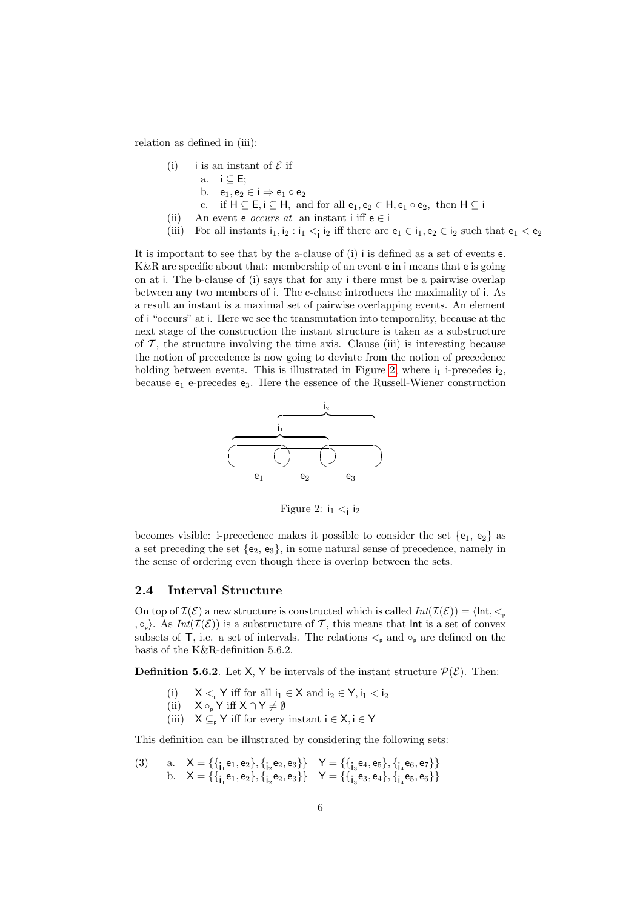relation as defined in (iii):

(i) $\mathsf{i}$ is an instant of $\mathcal{E}$ if
  a. $\mathsf{i} \subseteq \mathsf{E}$;
  b. $\mathsf{e}_1, \mathsf{e}_2 \in \mathsf{i} \Rightarrow \mathsf{e}_1 \circ \mathsf{e}_2$
  c. if $\mathsf{H} \subseteq \mathsf{E}, \mathsf{i} \subseteq \mathsf{H}$, and for all $\mathsf{e}_1, \mathsf{e}_2 \in \mathsf{H}, \mathsf{e}_1 \circ \mathsf{e}_2$, then $\mathsf{H} \subseteq \mathsf{i}$

(ii) An event $\mathsf{e}$ *occurs at* an instant $\mathsf{i}$ iff $\mathsf{e} \in \mathsf{i}$

(iii) For all instants $\mathsf{i}_1, \mathsf{i}_2 : \mathsf{i}_1 <_{\mathsf{i}} \mathsf{i}_2$ iff there are $\mathsf{e}_1 \in \mathsf{i}_1, \mathsf{e}_2 \in \mathsf{i}_2$ such that $\mathsf{e}_1 < \mathsf{e}_2$

It is important to see that by the a-clause of (i) $\mathsf{i}$ is defined as a set of events $\mathsf{e}$. K&R are specific about that: membership of an event $\mathsf{e}$ in $\mathsf{i}$ means that $\mathsf{e}$ is going on at $\mathsf{i}$. The b-clause of (i) says that for any $\mathsf{i}$ there must be a pairwise overlap between any two members of $\mathsf{i}$. The c-clause introduces the maximality of $\mathsf{i}$. As a result an instant is a maximal set of pairwise overlapping events. An element of $\mathsf{i}$ "occurs" at $\mathsf{i}$. Here we see the transmutation into temporality, because at the next stage of the construction the instant structure is taken as a substructure of $\mathcal{T}$, the structure involving the time axis. Clause (iii) is interesting because the notion of precedence is now going to deviate from the notion of precedence holding between events. This is illustrated in Figure 2, where $\mathsf{i}_1$ i-precedes $\mathsf{i}_2$, because $\mathsf{e}_1$ e-precedes $\mathsf{e}_3$. Here the essence of the Russell-Wiener construction

Figure 2: $\mathsf{i}_1 <_{\mathsf{i}} \mathsf{i}_2$

becomes visible: i-precedence makes it possible to consider the set $\{\mathsf{e}_1, \mathsf{e}_2\}$ as a set preceding the set $\{\mathsf{e}_2, \mathsf{e}_3\}$, in some natural sense of precedence, namely in the sense of ordering even though there is overlap between the sets.

## 2.4 Interval Structure

On top of $\mathcal{I}(\mathcal{E})$ a new structure is constructed which is called $Int(\mathcal{I}(\mathcal{E})) = \langle \mathsf{Int}, <_{\mathsf{p}}, \circ_{\mathsf{p}} \rangle$. As $Int(\mathcal{I}(\mathcal{E}))$ is a substructure of $\mathcal{T}$, this means that $\mathsf{Int}$ is a set of convex subsets of $\mathsf{T}$, i.e. a set of intervals. The relations $<_{\mathsf{p}}$ and $\circ_{\mathsf{p}}$ are defined on the basis of the K&R-definition 5.6.2.

**Definition 5.6.2**. Let $\mathsf{X}, \mathsf{Y}$ be intervals of the instant structure $\mathcal{P}(\mathcal{E})$. Then:

(i) $\mathsf{X} <_{\mathsf{p}} \mathsf{Y}$ iff for all $\mathsf{i}_1 \in \mathsf{X}$ and $\mathsf{i}_2 \in \mathsf{Y}, \mathsf{i}_1 < \mathsf{i}_2$

(ii) $\mathsf{X} \circ_{\mathsf{p}} \mathsf{Y}$ iff $\mathsf{X} \cap \mathsf{Y} \neq \emptyset$

(iii) $\mathsf{X} \subseteq_{\mathsf{p}} \mathsf{Y}$ iff for every instant $\mathsf{i} \in \mathsf{X}, \mathsf{i} \in \mathsf{Y}$

This definition can be illustrated by considering the following sets:

(3) a. $\mathsf{X} = \{\{_{\mathsf{i}_1} \mathsf{e}_1, \mathsf{e}_2\}, \{_{\mathsf{i}_2} \mathsf{e}_2, \mathsf{e}_3\}\} \quad \mathsf{Y} = \{\{_{\mathsf{i}_3} \mathsf{e}_4, \mathsf{e}_5\}, \{_{\mathsf{i}_4} \mathsf{e}_6, \mathsf{e}_7\}\}$

  b. $\mathsf{X} = \{\{_{\mathsf{i}_1} \mathsf{e}_1, \mathsf{e}_2\}, \{_{\mathsf{i}_2} \mathsf{e}_2, \mathsf{e}_3\}\} \quad \mathsf{Y} = \{\{_{\mathsf{i}_3} \mathsf{e}_3, \mathsf{e}_4\}, \{_{\mathsf{i}_4} \mathsf{e}_5, \mathsf{e}_6\}\}$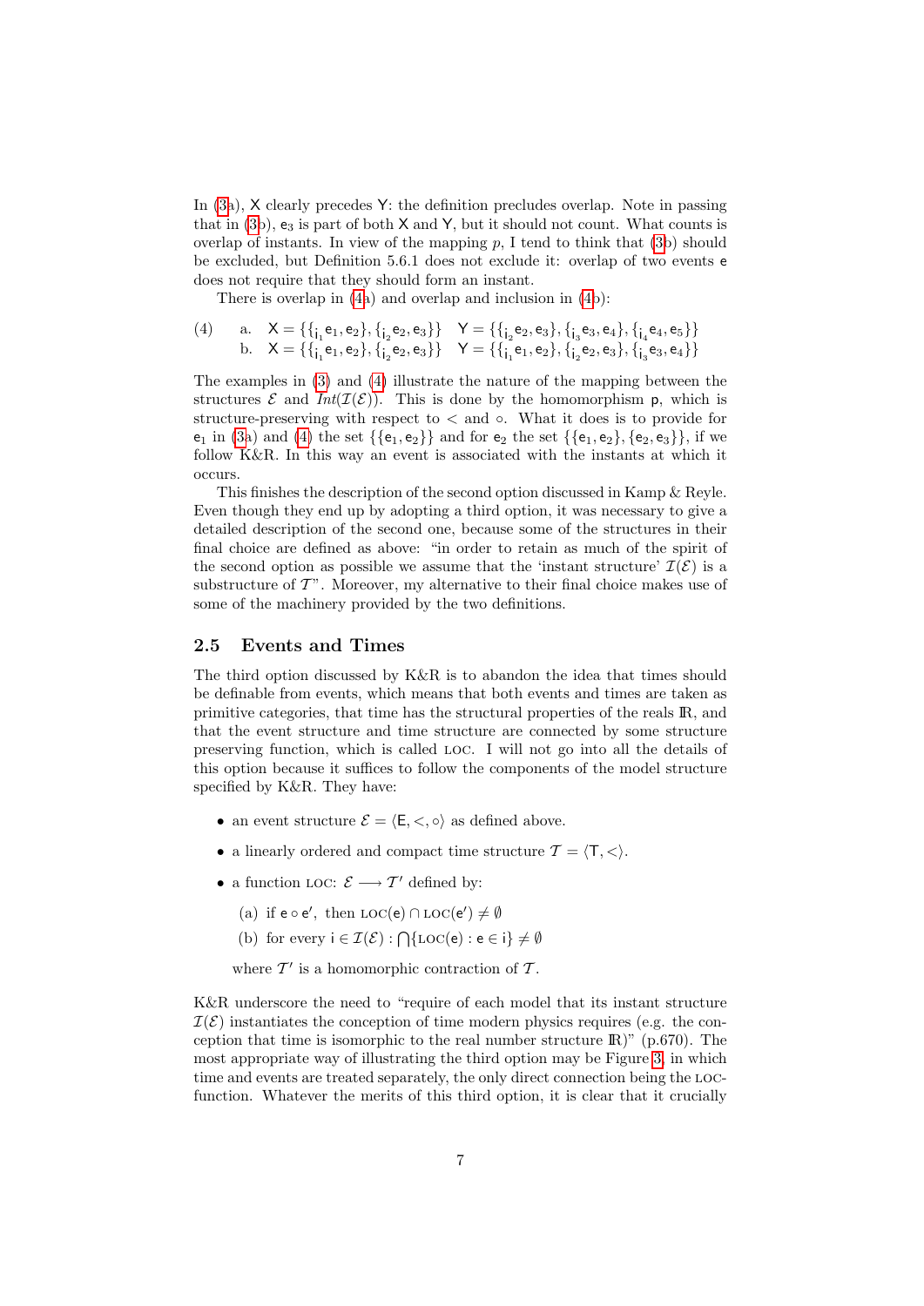In (3a), X clearly precedes Y: the definition precludes overlap. Note in passing that in (3b), $e_3$ is part of both X and Y, but it should not count. What counts is overlap of instants. In view of the mapping $p$, I tend to think that (3b) should be excluded, but Definition 5.6.1 does not exclude it: overlap of two events e does not require that they should form an instant.

There is overlap in (4a) and overlap and inclusion in (4b):

(4) a. $X = \{\{_{i_1} e_1, e_2\}, \{_{i_2} e_2, e_3\}\}$ $\quad Y = \{\{_{i_2} e_2, e_3\}, \{_{i_3} e_3, e_4\}, \{_{i_4} e_4, e_5\}\}$
 b. $X = \{\{_{i_1} e_1, e_2\}, \{_{i_2} e_2, e_3\}\}$ $\quad Y = \{\{_{i_1} e_1, e_2\}, \{_{i_2} e_2, e_3\}, \{_{i_3} e_3, e_4\}\}$

The examples in (3) and (4) illustrate the nature of the mapping between the structures $\mathcal{E}$ and $Int(\mathcal{I}(\mathcal{E}))$. This is done by the homomorphism p, which is structure-preserving with respect to $<$ and $\circ$. What it does is to provide for $e_1$ in (3a) and (4) the set $\{\{e_1, e_2\}\}$ and for $e_2$ the set $\{\{e_1, e_2\}, \{e_2, e_3\}\}$, if we follow K&R. In this way an event is associated with the instants at which it occurs.

This finishes the description of the second option discussed in Kamp & Reyle. Even though they end up by adopting a third option, it was necessary to give a detailed description of the second one, because some of the structures in their final choice are defined as above: "in order to retain as much of the spirit of the second option as possible we assume that the 'instant structure' $\mathcal{I}(\mathcal{E})$ is a substructure of $\mathcal{T}$". Moreover, my alternative to their final choice makes use of some of the machinery provided by the two definitions.

## 2.5 Events and Times

The third option discussed by K&R is to abandon the idea that times should be definable from events, which means that both events and times are taken as primitive categories, that time has the structural properties of the reals $\mathbb{R}$, and that the event structure and time structure are connected by some structure preserving function, which is called LOC. I will not go into all the details of this option because it suffices to follow the components of the model structure specified by K&R. They have:

- an event structure $\mathcal{E} = \langle E, <, \circ \rangle$ as defined above.
- a linearly ordered and compact time structure $\mathcal{T} = \langle T, < \rangle$.
- a function LOC: $\mathcal{E} \longrightarrow \mathcal{T}'$ defined by:

  (a) if $e \circ e'$, then $\text{LOC}(e) \cap \text{LOC}(e') \neq \emptyset$

  (b) for every $i \in \mathcal{I}(\mathcal{E}) : \bigcap\{\text{LOC}(e) : e \in i\} \neq \emptyset$

  where $\mathcal{T}'$ is a homomorphic contraction of $\mathcal{T}$.

K&R underscore the need to "require of each model that its instant structure $\mathcal{I}(\mathcal{E})$ instantiates the conception of time modern physics requires (e.g. the conception that time is isomorphic to the real number structure $\mathbb{R}$)" (p.670). The most appropriate way of illustrating the third option may be Figure 3, in which time and events are treated separately, the only direct connection being the LOC-function. Whatever the merits of this third option, it is clear that it crucially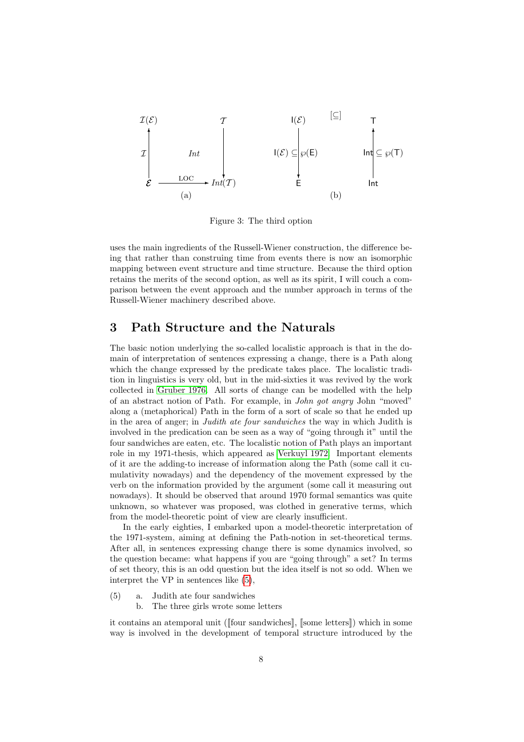Figure 3: The third option

uses the main ingredients of the Russell-Wiener construction, the difference being that rather than construing time from events there is now an isomorphic mapping between event structure and time structure. Because the third option retains the merits of the second option, as well as its spirit, I will couch a comparison between the event approach and the number approach in terms of the Russell-Wiener machinery described above.

## 3 Path Structure and the Naturals

The basic notion underlying the so-called localistic approach is that in the domain of interpretation of sentences expressing a change, there is a Path along which the change expressed by the predicate takes place. The localistic tradition in linguistics is very old, but in the mid-sixties it was revived by the work collected in Gruber 1976. All sorts of change can be modelled with the help of an abstract notion of Path. For example, in *John got angry* John "moved" along a (metaphorical) Path in the form of a sort of scale so that he ended up in the area of anger; in *Judith ate four sandwiches* the way in which Judith is involved in the predication can be seen as a way of "going through it" until the four sandwiches are eaten, etc. The localistic notion of Path plays an important role in my 1971-thesis, which appeared as Verkuyl 1972. Important elements of it are the adding-to increase of information along the Path (some call it cumulativity nowadays) and the dependency of the movement expressed by the verb on the information provided by the argument (some call it measuring out nowadays). It should be observed that around 1970 formal semantics was quite unknown, so whatever was proposed, was clothed in generative terms, which from the model-theoretic point of view are clearly insufficient.

In the early eighties, I embarked upon a model-theoretic interpretation of the 1971-system, aiming at defining the Path-notion in set-theoretical terms. After all, in sentences expressing change there is some dynamics involved, so the question became: what happens if you are "going through" a set? In terms of set theory, this is an odd question but the idea itself is not so odd. When we interpret the VP in sentences like (5),

(5) a. Judith ate four sandwiches
    b. The three girls wrote some letters

it contains an atemporal unit ($[\![$four sandwiches$]\!]$, $[\![$some letters$]\!]$) which in some way is involved in the development of temporal structure introduced by the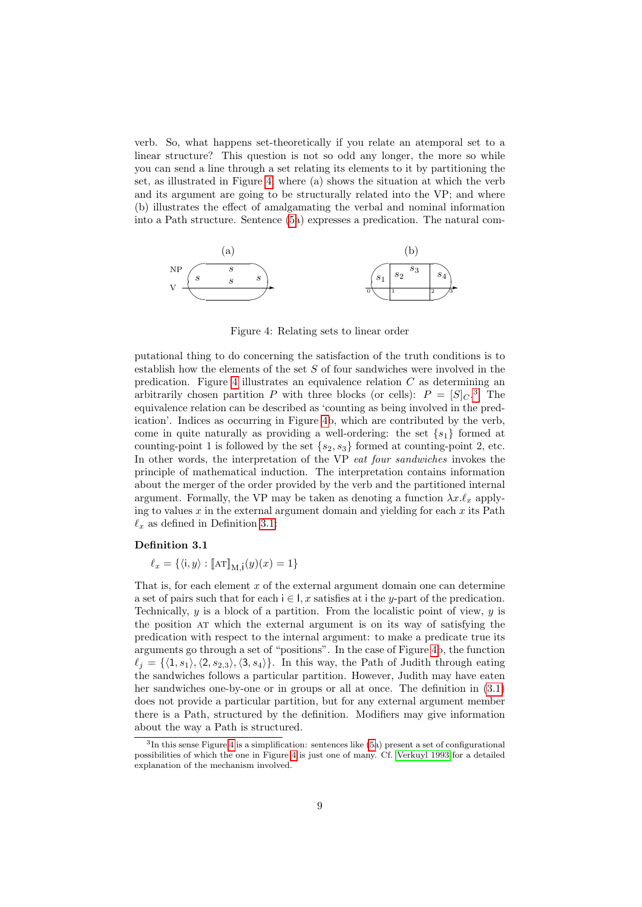verb. So, what happens set-theoretically if you relate an atemporal set to a linear structure? This question is not so odd any longer, the more so while you can send a line through a set relating its elements to it by partitioning the set, as illustrated in Figure 4, where (a) shows the situation at which the verb and its argument are going to be structurally related into the VP; and where (b) illustrates the effect of amalgamating the verbal and nominal information into a Path structure. Sentence (5a) expresses a predication. The natural computational thing to do concerning the satisfaction of the truth conditions is to establish how the elements of the set $S$ of four sandwiches were involved in the predication. Figure 4 illustrates an equivalence relation $C$ as determining an arbitrarily chosen partition $P$ with three blocks (or cells): $P = [S]_C$.[3] The equivalence relation can be described as 'counting as being involved in the predication'. Indices as occurring in Figure 4b, which are contributed by the verb, come in quite naturally as providing a well-ordering: the set $\{s_1\}$ formed at counting-point 1 is followed by the set $\{s_2, s_3\}$ formed at counting-point 2, etc. In other words, the interpretation of the VP *eat four sandwiches* invokes the principle of mathematical induction. The interpretation contains information about the merger of the order provided by the verb and the partitioned internal argument. Formally, the VP may be taken as denoting a function $\lambda x.\ell_x$ applying to values $x$ in the external argument domain and yielding for each $x$ its Path $\ell_x$ as defined in Definition 3.1:

Figure 4: Relating sets to linear order

**Definition 3.1**

$$\ell_x = \{\langle \mathsf{i}, y\rangle : [\![\text{AT}]\!]_{\mathrm{M},\mathsf{i}}(y)(x) = 1\}$$

That is, for each element $x$ of the external argument domain one can determine a set of pairs such that for each $\mathsf{i} \in \mathsf{I}$, $x$ satisfies at $\mathsf{i}$ the $y$-part of the predication. Technically, $y$ is a block of a partition. From the localistic point of view, $y$ is the position AT which the external argument is on its way of satisfying the predication with respect to the internal argument: to make a predicate true its arguments go through a set of "positions". In the case of Figure 4b, the function $\ell_j = \{\langle 1, s_1\rangle, \langle 2, s_{2,3}\rangle, \langle 3, s_4\rangle\}$. In this way, the Path of Judith through eating the sandwiches follows a particular partition. However, Judith may have eaten her sandwiches one-by-one or in groups or all at once. The definition in (3.1) does not provide a particular partition, but for any external argument member there is a Path, structured by the definition. Modifiers may give information about the way a Path is structured.

[3] In this sense Figure 4 is a simplification: sentences like (5a) present a set of configurational possibilities of which the one in Figure 4 is just one of many. Cf. Verkuyl 1993 for a detailed explanation of the mechanism involved.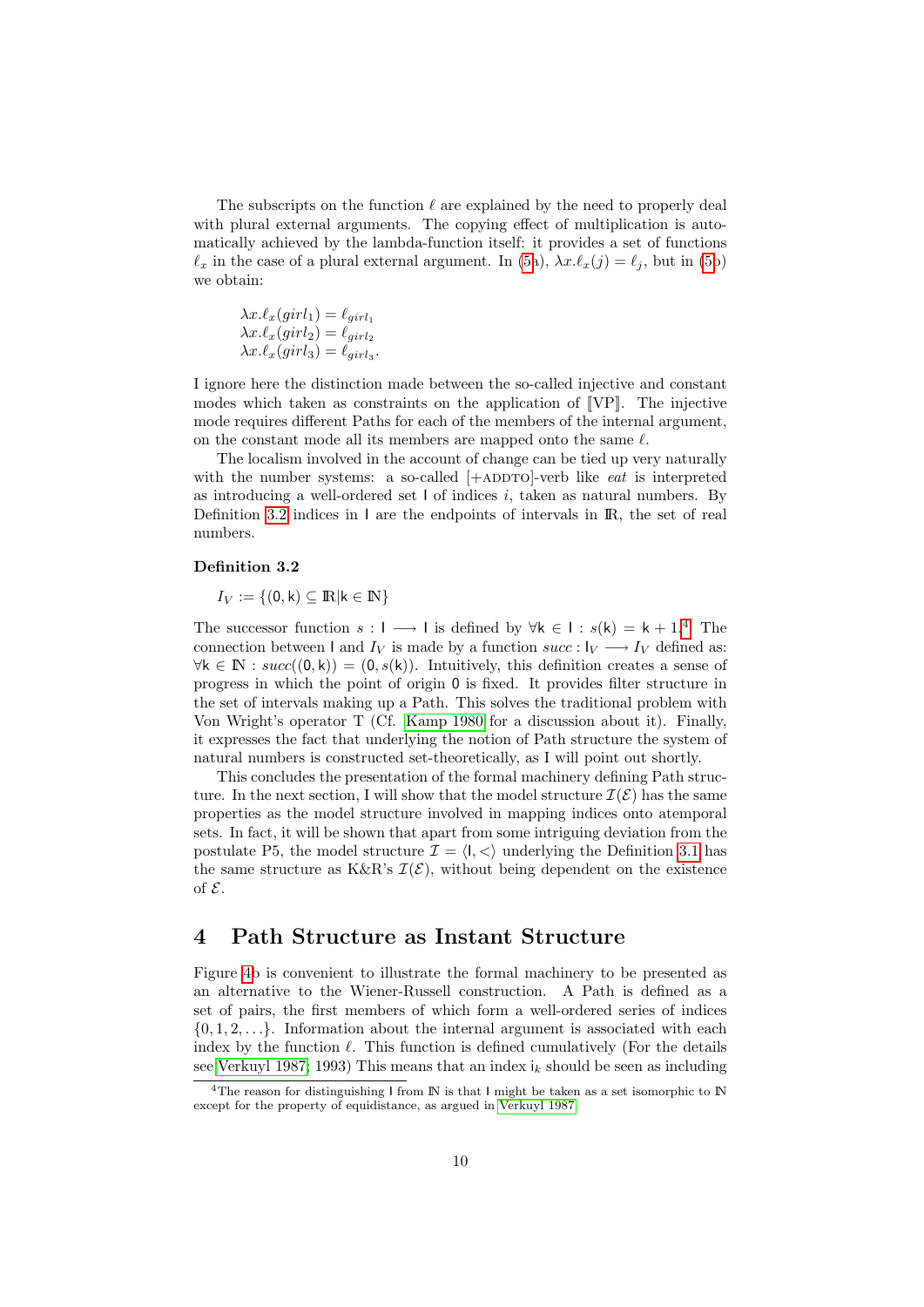The subscripts on the function $\ell$ are explained by the need to properly deal with plural external arguments. The copying effect of multiplication is automatically achieved by the lambda-function itself: it provides a set of functions $\ell_x$ in the case of a plural external argument. In (5a), $\lambda x.\ell_x(j) = \ell_j$, but in (5b) we obtain:

$$\lambda x.\ell_x(girl_1) = \ell_{girl_1}$$
$$\lambda x.\ell_x(girl_2) = \ell_{girl_2}$$
$$\lambda x.\ell_x(girl_3) = \ell_{girl_3}.$$

I ignore here the distinction made between the so-called injective and constant modes which taken as constraints on the application of $[\![\mathrm{VP}]\!]$. The injective mode requires different Paths for each of the members of the internal argument, on the constant mode all its members are mapped onto the same $\ell$.

The localism involved in the account of change can be tied up very naturally with the number systems: a so-called [+ADDTO]-verb like *eat* is interpreted as introducing a well-ordered set $\mathsf{I}$ of indices $i$, taken as natural numbers. By Definition 3.2 indices in $\mathsf{I}$ are the endpoints of intervals in $\mathbb{R}$, the set of real numbers.

**Definition 3.2**

$I_V := \{(0, \mathsf{k}) \subseteq \mathbb{R} | \mathsf{k} \in \mathbb{N}\}$

The successor function $s : \mathsf{I} \longrightarrow \mathsf{I}$ is defined by $\forall \mathsf{k} \in \mathsf{I} : s(\mathsf{k}) = \mathsf{k} + 1$.[4] The connection between $\mathsf{I}$ and $I_V$ is made by a function $succ : \mathsf{I}_V \longrightarrow I_V$ defined as: $\forall \mathsf{k} \in \mathbb{N} : succ((0, \mathsf{k})) = (0, s(\mathsf{k}))$. Intuitively, this definition creates a sense of progress in which the point of origin $0$ is fixed. It provides filter structure in the set of intervals making up a Path. This solves the traditional problem with Von Wright's operator T (Cf. Kamp 1980 for a discussion about it). Finally, it expresses the fact that underlying the notion of Path structure the system of natural numbers is constructed set-theoretically, as I will point out shortly.

This concludes the presentation of the formal machinery defining Path structure. In the next section, I will show that the model structure $\mathcal{I}(\mathcal{E})$ has the same properties as the model structure involved in mapping indices onto atemporal sets. In fact, it will be shown that apart from some intriguing deviation from the postulate P5, the model structure $\mathcal{I} = \langle \mathsf{I}, < \rangle$ underlying the Definition 3.1 has the same structure as K&R's $\mathcal{I}(\mathcal{E})$, without being dependent on the existence of $\mathcal{E}$.

## 4 Path Structure as Instant Structure

Figure 4b is convenient to illustrate the formal machinery to be presented as an alternative to the Wiener-Russell construction. A Path is defined as a set of pairs, the first members of which form a well-ordered series of indices $\{0, 1, 2, \ldots\}$. Information about the internal argument is associated with each index by the function $\ell$. This function is defined cumulatively (For the details see Verkuyl 1987; 1993) This means that an index $\mathsf{i}_k$ should be seen as including

[4] The reason for distinguishing $\mathsf{I}$ from $\mathbb{N}$ is that $\mathsf{I}$ might be taken as a set isomorphic to $\mathbb{N}$ except for the property of equidistance, as argued in Verkuyl 1987.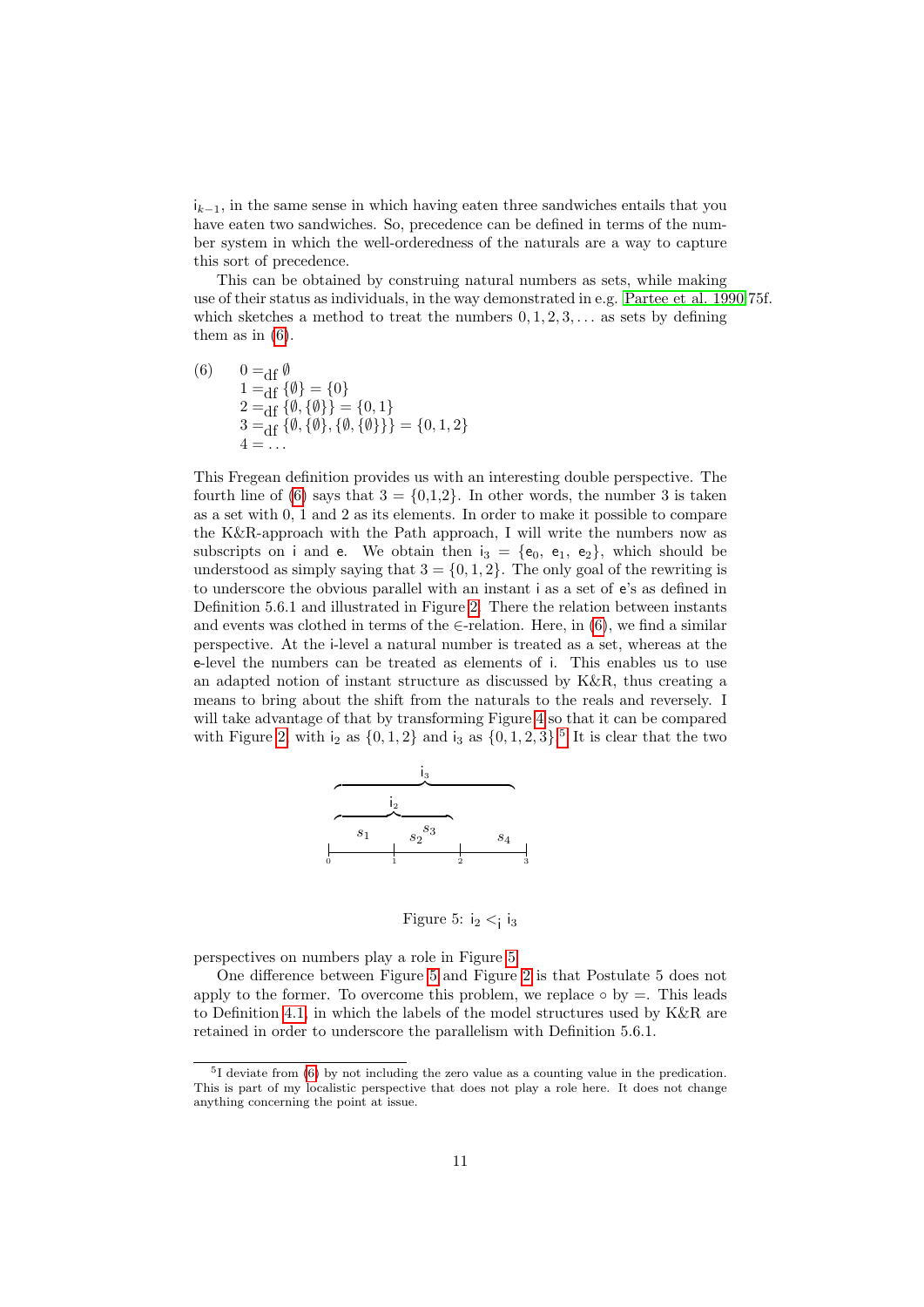$\mathsf{i}_{k-1}$, in the same sense in which having eaten three sandwiches entails that you have eaten two sandwiches. So, precedence can be defined in terms of the number system in which the well-orderedness of the naturals are a way to capture this sort of precedence.

This can be obtained by construing natural numbers as sets, while making use of their status as individuals, in the way demonstrated in e.g. Partee et al. 1990:75f. which sketches a method to treat the numbers $0, 1, 2, 3, \ldots$ as sets by defining them as in (6).

(6)
$$0 =_{\text{df}} \emptyset$$
$$1 =_{\text{df}} \{\emptyset\} = \{0\}$$
$$2 =_{\text{df}} \{\emptyset, \{\emptyset\}\} = \{0, 1\}$$
$$3 =_{\text{df}} \{\emptyset, \{\emptyset\}, \{\emptyset, \{\emptyset\}\}\} = \{0, 1, 2\}$$
$$4 = \ldots$$

This Fregean definition provides us with an interesting double perspective. The fourth line of (6) says that $3 = \{0,1,2\}$. In other words, the number 3 is taken as a set with 0, 1 and 2 as its elements. In order to make it possible to compare the K&R-approach with the Path approach, I will write the numbers now as subscripts on $\mathsf{i}$ and $\mathsf{e}$. We obtain then $\mathsf{i}_3 = \{\mathsf{e}_0,\ \mathsf{e}_1,\ \mathsf{e}_2\}$, which should be understood as simply saying that $3 = \{0, 1, 2\}$. The only goal of the rewriting is to underscore the obvious parallel with an instant $\mathsf{i}$ as a set of $\mathsf{e}$'s as defined in Definition 5.6.1 and illustrated in Figure 2. There the relation between instants and events was clothed in terms of the $\in$-relation. Here, in (6), we find a similar perspective. At the $\mathsf{i}$-level a natural number is treated as a set, whereas at the $\mathsf{e}$-level the numbers can be treated as elements of $\mathsf{i}$. This enables us to use an adapted notion of instant structure as discussed by K&R, thus creating a means to bring about the shift from the naturals to the reals and reversely. I will take advantage of that by transforming Figure 4 so that it can be compared with Figure 2, with $\mathsf{i}_2$ as $\{0, 1, 2\}$ and $\mathsf{i}_3$ as $\{0, 1, 2, 3\}$.[5] It is clear that the two perspectives on numbers play a role in Figure 5.

Figure 5: $\mathsf{i}_2 <_{\mathsf{i}} \mathsf{i}_3$

One difference between Figure 5 and Figure 2 is that Postulate 5 does not apply to the former. To overcome this problem, we replace $\circ$ by $=$. This leads to Definition 4.1, in which the labels of the model structures used by K&R are retained in order to underscore the parallelism with Definition 5.6.1.

[5] I deviate from (6) by not including the zero value as a counting value in the predication. This is part of my localistic perspective that does not play a role here. It does not change anything concerning the point at issue.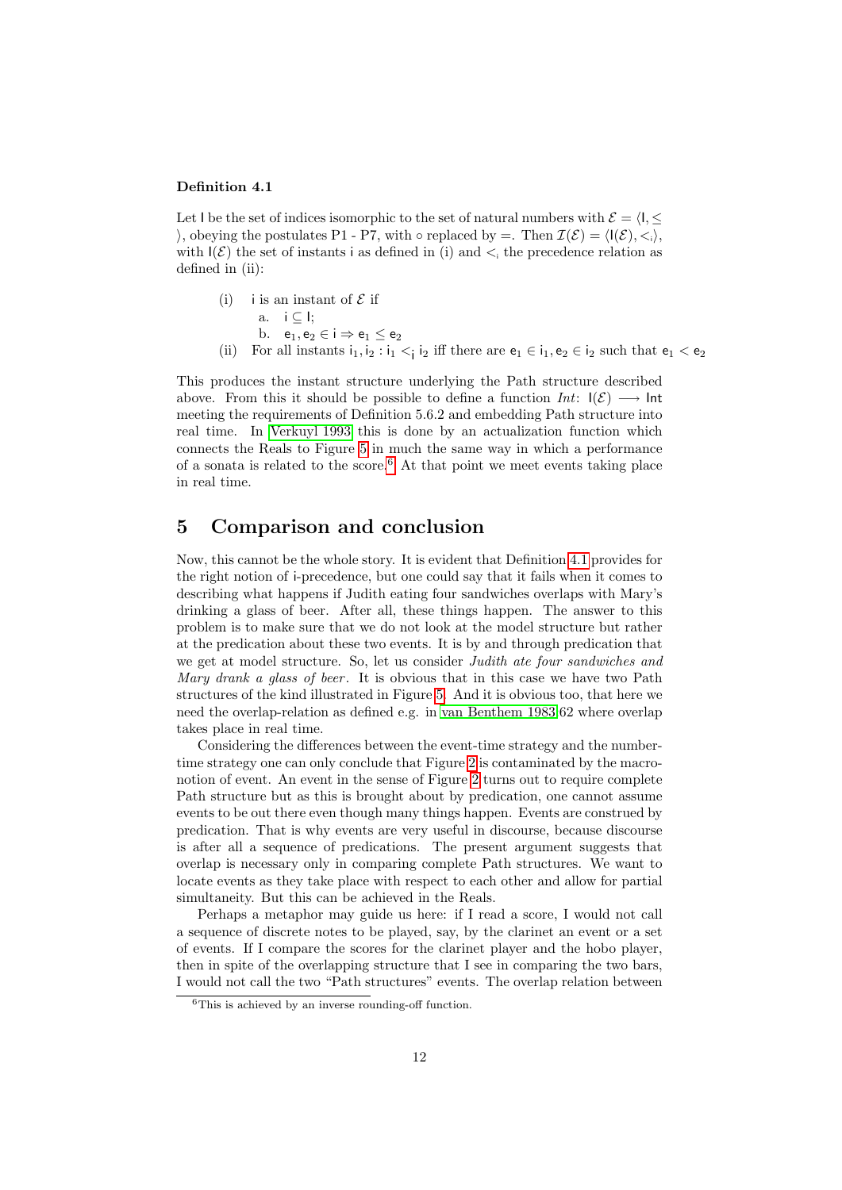**Definition 4.1**

Let $\mathsf{I}$ be the set of indices isomorphic to the set of natural numbers with $\mathcal{E} = \langle \mathsf{I}, \leq \rangle$, obeying the postulates P1 - P7, with $\circ$ replaced by $=$. Then $\mathcal{I}(\mathcal{E}) = \langle \mathsf{I}(\mathcal{E}), <_{\mathsf{i}} \rangle$, with $\mathsf{I}(\mathcal{E})$ the set of instants $\mathsf{i}$ as defined in (i) and $<_{\mathsf{i}}$ the precedence relation as defined in (ii):

(i) $\mathsf{i}$ is an instant of $\mathcal{E}$ if
  a. $\mathsf{i} \subseteq \mathsf{I}$;
  b. $\mathsf{e}_1, \mathsf{e}_2 \in \mathsf{i} \Rightarrow \mathsf{e}_1 \leq \mathsf{e}_2$

(ii) For all instants $\mathsf{i}_1, \mathsf{i}_2 : \mathsf{i}_1 <_{\mathsf{i}} \mathsf{i}_2$ iff there are $\mathsf{e}_1 \in \mathsf{i}_1, \mathsf{e}_2 \in \mathsf{i}_2$ such that $\mathsf{e}_1 < \mathsf{e}_2$

This produces the instant structure underlying the Path structure described above. From this it should be possible to define a function *Int*: $\mathsf{I}(\mathcal{E}) \longrightarrow \mathsf{Int}$ meeting the requirements of Definition 5.6.2 and embedding Path structure into real time. In Verkuyl 1993 this is done by an actualization function which connects the Reals to Figure 5 in much the same way in which a performance of a sonata is related to the score.[6] At that point we meet events taking place in real time.

## 5 Comparison and conclusion

Now, this cannot be the whole story. It is evident that Definition 4.1 provides for the right notion of i-precedence, but one could say that it fails when it comes to describing what happens if Judith eating four sandwiches overlaps with Mary's drinking a glass of beer. After all, these things happen. The answer to this problem is to make sure that we do not look at the model structure but rather at the predication about these two events. It is by and through predication that we get at model structure. So, let us consider *Judith ate four sandwiches and Mary drank a glass of beer*. It is obvious that in this case we have two Path structures of the kind illustrated in Figure 5. And it is obvious too, that here we need the overlap-relation as defined e.g. in van Benthem 1983:62 where overlap takes place in real time.

Considering the differences between the event-time strategy and the number-time strategy one can only conclude that Figure 2 is contaminated by the macro-notion of event. An event in the sense of Figure 2 turns out to require complete Path structure but as this is brought about by predication, one cannot assume events to be out there even though many things happen. Events are construed by predication. That is why events are very useful in discourse, because discourse is after all a sequence of predications. The present argument suggests that overlap is necessary only in comparing complete Path structures. We want to locate events as they take place with respect to each other and allow for partial simultaneity. But this can be achieved in the Reals.

Perhaps a metaphor may guide us here: if I read a score, I would not call a sequence of discrete notes to be played, say, by the clarinet an event or a set of events. If I compare the scores for the clarinet player and the hobo player, then in spite of the overlapping structure that I see in comparing the two bars, I would not call the two "Path structures" events. The overlap relation between

[6] This is achieved by an inverse rounding-off function.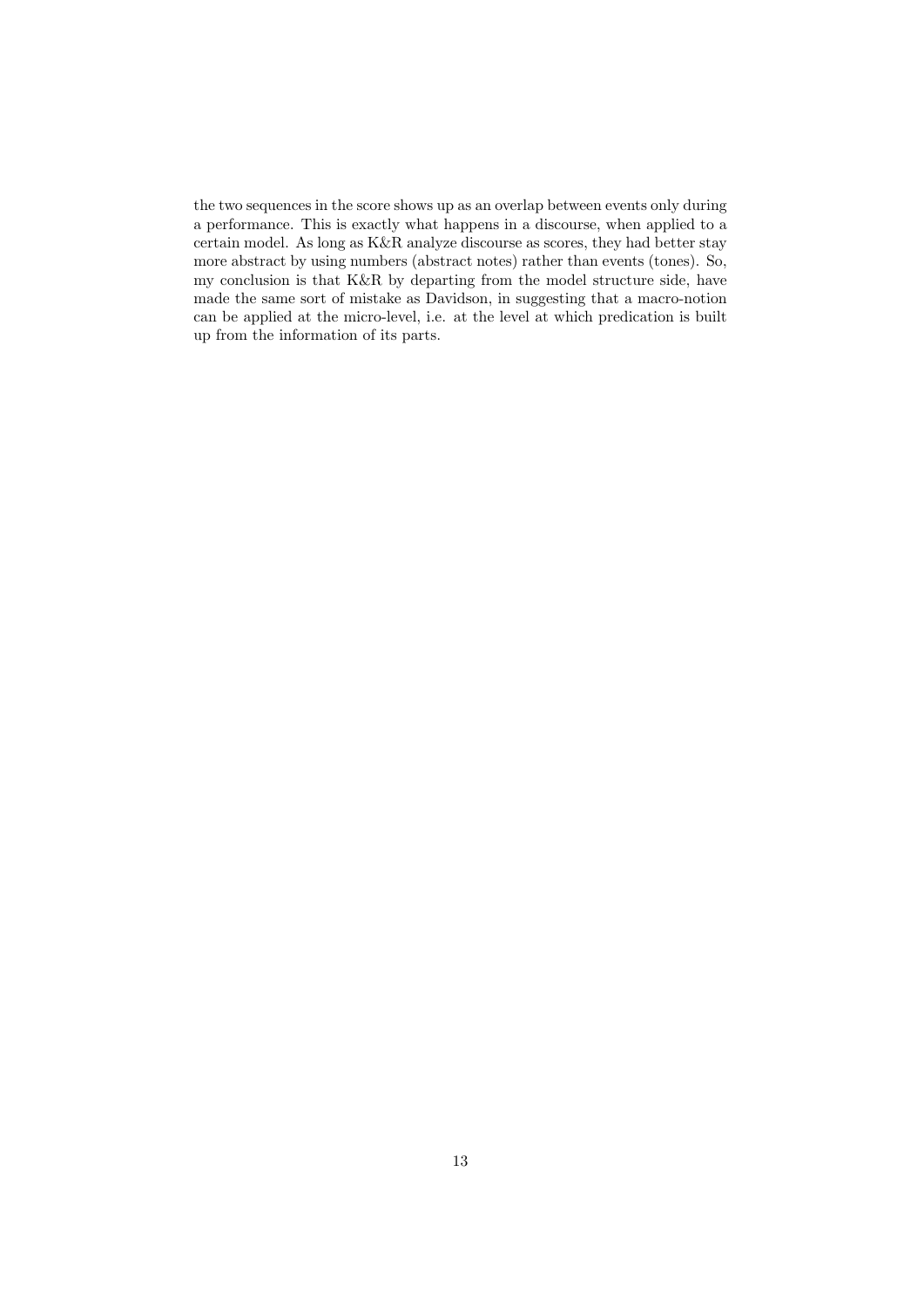the two sequences in the score shows up as an overlap between events only during a performance. This is exactly what happens in a discourse, when applied to a certain model. As long as K&R analyze discourse as scores, they had better stay more abstract by using numbers (abstract notes) rather than events (tones). So, my conclusion is that K&R by departing from the model structure side, have made the same sort of mistake as Davidson, in suggesting that a macro-notion can be applied at the micro-level, i.e. at the level at which predication is built up from the information of its parts.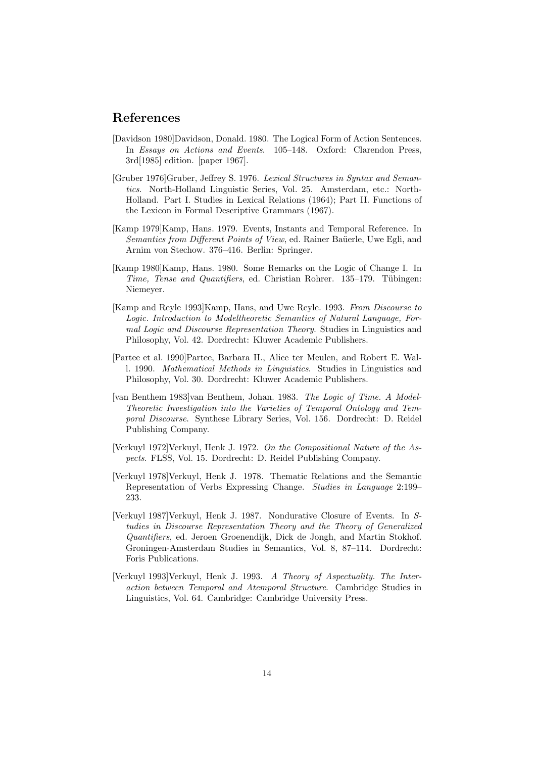## References

[Davidson 1980]Davidson, Donald. 1980. The Logical Form of Action Sentences. In *Essays on Actions and Events*. 105–148. Oxford: Clarendon Press, 3rd[1985] edition. [paper 1967].

[Gruber 1976]Gruber, Jeffrey S. 1976. *Lexical Structures in Syntax and Semantics*. North-Holland Linguistic Series, Vol. 25. Amsterdam, etc.: North-Holland. Part I. Studies in Lexical Relations (1964); Part II. Functions of the Lexicon in Formal Descriptive Grammars (1967).

[Kamp 1979]Kamp, Hans. 1979. Events, Instants and Temporal Reference. In *Semantics from Different Points of View*, ed. Rainer Baüerle, Uwe Egli, and Arnim von Stechow. 376–416. Berlin: Springer.

[Kamp 1980]Kamp, Hans. 1980. Some Remarks on the Logic of Change I. In *Time, Tense and Quantifiers*, ed. Christian Rohrer. 135–179. Tübingen: Niemeyer.

[Kamp and Reyle 1993]Kamp, Hans, and Uwe Reyle. 1993. *From Discourse to Logic. Introduction to Modeltheoretic Semantics of Natural Language, Formal Logic and Discourse Representation Theory*. Studies in Linguistics and Philosophy, Vol. 42. Dordrecht: Kluwer Academic Publishers.

[Partee et al. 1990]Partee, Barbara H., Alice ter Meulen, and Robert E. Wall. 1990. *Mathematical Methods in Linguistics*. Studies in Linguistics and Philosophy, Vol. 30. Dordrecht: Kluwer Academic Publishers.

[van Benthem 1983]van Benthem, Johan. 1983. *The Logic of Time. A Model-Theoretic Investigation into the Varieties of Temporal Ontology and Temporal Discourse*. Synthese Library Series, Vol. 156. Dordrecht: D. Reidel Publishing Company.

[Verkuyl 1972]Verkuyl, Henk J. 1972. *On the Compositional Nature of the Aspects*. FLSS, Vol. 15. Dordrecht: D. Reidel Publishing Company.

[Verkuyl 1978]Verkuyl, Henk J. 1978. Thematic Relations and the Semantic Representation of Verbs Expressing Change. *Studies in Language* 2:199–233.

[Verkuyl 1987]Verkuyl, Henk J. 1987. Nondurative Closure of Events. In *Studies in Discourse Representation Theory and the Theory of Generalized Quantifiers*, ed. Jeroen Groenendijk, Dick de Jongh, and Martin Stokhof. Groningen-Amsterdam Studies in Semantics, Vol. 8, 87–114. Dordrecht: Foris Publications.

[Verkuyl 1993]Verkuyl, Henk J. 1993. *A Theory of Aspectuality. The Interaction between Temporal and Atemporal Structure*. Cambridge Studies in Linguistics, Vol. 64. Cambridge: Cambridge University Press.